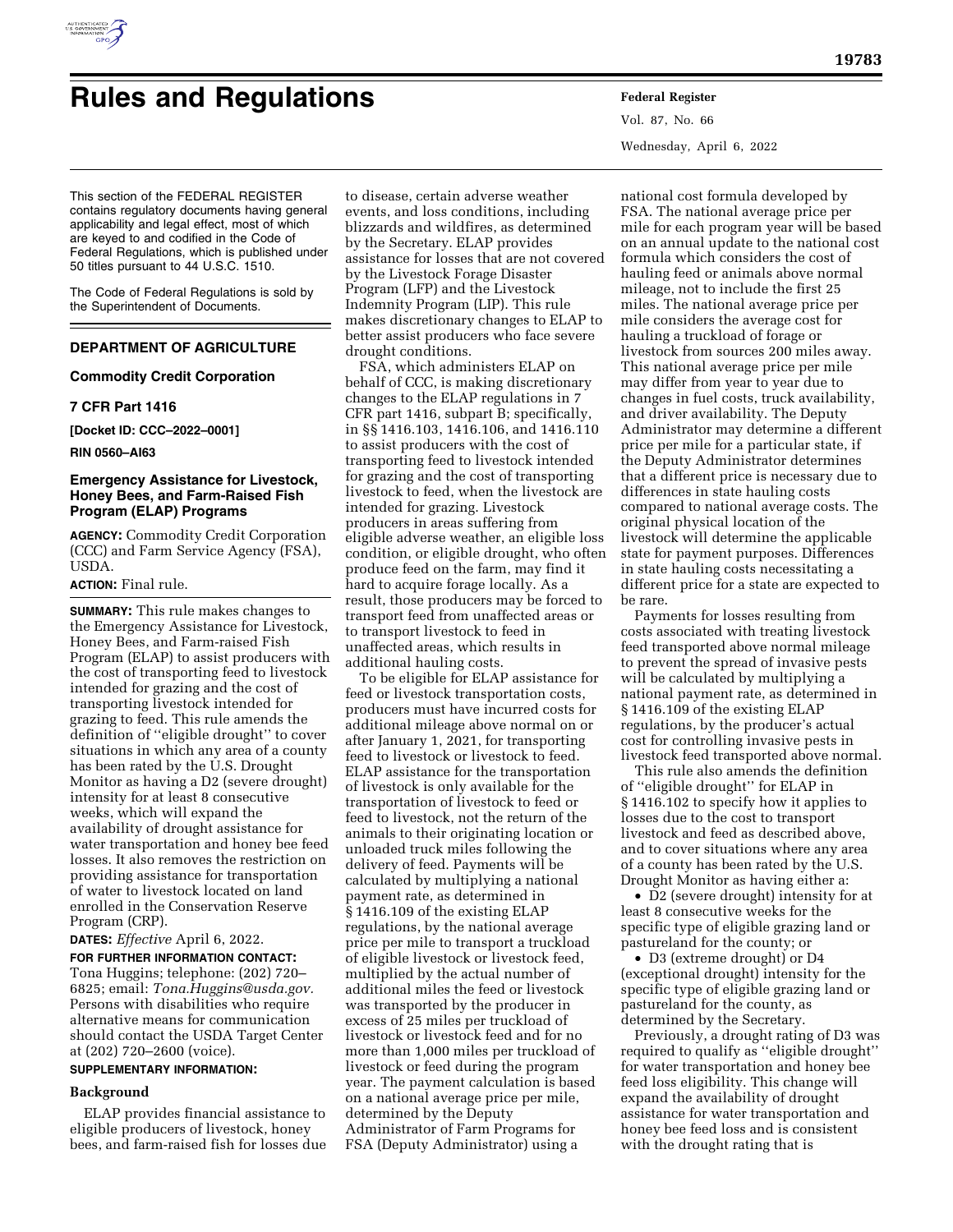# Rules and Regulations

This section of the FEDERAL REGISTER contains regulatory documents having general applicability and legal effect, most of which are keyed to and codified in the Code of Federal Regulations, which is published under 50 titles pursuant to 44 U.S.C. 1510.

The Code of Federal Regulations is sold by the Superintendent of Documents.

## DEPARTMENT OF AGRICULTURE

### Commodity Credit Corporation

### 7 CFR Part 1416

**[Docket ID: CCC–2022–0001]**

**RIN 0560–AI63**

### Emergency Assistance for Livestock, Honey Bees, and Farm-Raised Fish Program (ELAP) Programs

**AGENCY:** Commodity Credit Corporation (CCC) and Farm Service Agency (FSA), USDA.

**ACTION:** Final rule.

**SUMMARY:** This rule makes changes to the Emergency Assistance for Livestock, Honey Bees, and Farm-raised Fish Program (ELAP) to assist producers with the cost of transporting feed to livestock intended for grazing and the cost of transporting livestock intended for grazing to feed. This rule amends the definition of ''eligible drought'' to cover situations in which any area of a county has been rated by the U.S. Drought Monitor as having a D2 (severe drought) intensity for at least 8 consecutive weeks, which will expand the availability of drought assistance for water transportation and honey bee feed losses. It also removes the restriction on providing assistance for transportation of water to livestock located on land enrolled in the Conservation Reserve Program (CRP).

**DATES:** *Effective* April 6, 2022.

**FOR FURTHER INFORMATION CONTACT:** Tona Huggins; telephone: (202) 720–6825; email: *Tona.Huggins@usda.gov.* Persons with disabilities who require alternative means for communication should contact the USDA Target Center at (202) 720–2600 (voice).

**SUPPLEMENTARY INFORMATION:**

### Background

ELAP provides financial assistance to eligible producers of livestock, honey bees, and farm-raised fish for losses due to disease, certain adverse weather events, and loss conditions, including blizzards and wildfires, as determined by the Secretary. ELAP provides assistance for losses that are not covered by the Livestock Forage Disaster Program (LFP) and the Livestock Indemnity Program (LIP). This rule makes discretionary changes to ELAP to better assist producers who face severe drought conditions.

FSA, which administers ELAP on behalf of CCC, is making discretionary changes to the ELAP regulations in 7 CFR part 1416, subpart B; specifically, in §§ 1416.103, 1416.106, and 1416.110 to assist producers with the cost of transporting feed to livestock intended for grazing and the cost of transporting livestock to feed, when the livestock are intended for grazing. Livestock producers in areas suffering from eligible adverse weather, an eligible loss condition, or eligible drought, who often produce feed on the farm, may find it hard to acquire forage locally. As a result, those producers may be forced to transport feed from unaffected areas or to transport livestock to feed in unaffected areas, which results in additional hauling costs.

To be eligible for ELAP assistance for feed or livestock transportation costs, producers must have incurred costs for additional mileage above normal on or after January 1, 2021, for transporting feed to livestock or livestock to feed. ELAP assistance for the transportation of livestock is only available for the transportation of livestock to feed or feed to livestock, not the return of the animals to their originating location or unloaded truck miles following the delivery of feed. Payments will be calculated by multiplying a national payment rate, as determined in § 1416.109 of the existing ELAP regulations, by the national average price per mile to transport a truckload of eligible livestock or livestock feed, multiplied by the actual number of additional miles the feed or livestock was transported by the producer in excess of 25 miles per truckload of livestock or livestock feed and for no more than 1,000 miles per truckload of livestock or feed during the program year. The payment calculation is based on a national average price per mile, determined by the Deputy Administrator of Farm Programs for FSA (Deputy Administrator) using a national cost formula developed by FSA. The national average price per mile for each program year will be based on an annual update to the national cost formula which considers the cost of hauling feed or animals above normal mileage, not to include the first 25 miles. The national average price per mile considers the average cost for hauling a truckload of forage or livestock from sources 200 miles away. This national average price per mile may differ from year to year due to changes in fuel costs, truck availability, and driver availability. The Deputy Administrator may determine a different price per mile for a particular state, if the Deputy Administrator determines that a different price is necessary due to differences in state hauling costs compared to national average costs. The original physical location of the livestock will determine the applicable state for payment purposes. Differences in state hauling costs necessitating a different price for a state are expected to be rare.

Payments for losses resulting from costs associated with treating livestock feed transported above normal mileage to prevent the spread of invasive pests will be calculated by multiplying a national payment rate, as determined in § 1416.109 of the existing ELAP regulations, by the producer's actual cost for controlling invasive pests in livestock feed transported above normal.

This rule also amends the definition of ''eligible drought'' for ELAP in § 1416.102 to specify how it applies to losses due to the cost to transport livestock and feed as described above, and to cover situations where any area of a county has been rated by the U.S. Drought Monitor as having either a:

- D2 (severe drought) intensity for at least 8 consecutive weeks for the specific type of eligible grazing land or pastureland for the county; or
- D3 (extreme drought) or D4 (exceptional drought) intensity for the specific type of eligible grazing land or pastureland for the county, as determined by the Secretary.

Previously, a drought rating of D3 was required to qualify as ''eligible drought'' for water transportation and honey bee feed loss eligibility. This change will expand the availability of drought assistance for water transportation and honey bee feed loss and is consistent with the drought rating that is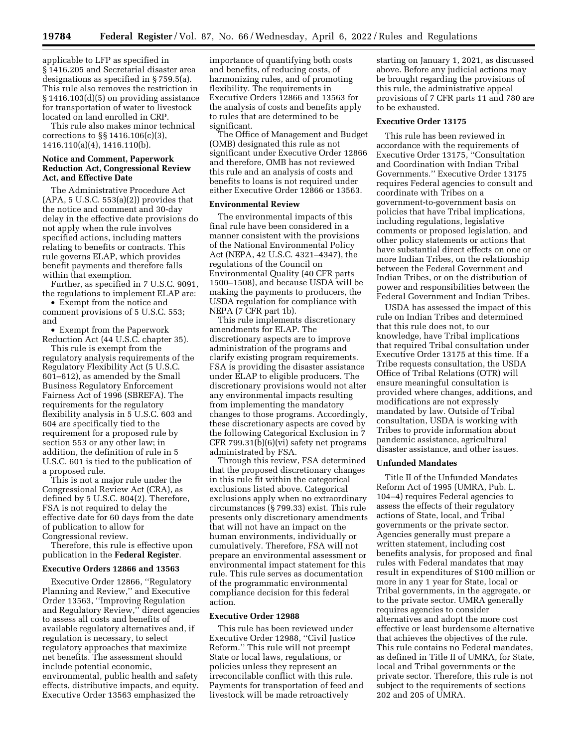applicable to LFP as specified in § 1416.205 and Secretarial disaster area designations as specified in § 759.5(a). This rule also removes the restriction in § 1416.103(d)(5) on providing assistance for transportation of water to livestock located on land enrolled in CRP.

This rule also makes minor technical corrections to §§ 1416.106(c)(3), 1416.110(a)(4), 1416.110(b).

### Notice and Comment, Paperwork Reduction Act, Congressional Review Act, and Effective Date

The Administrative Procedure Act (APA, 5 U.S.C. 553(a)(2)) provides that the notice and comment and 30-day delay in the effective date provisions do not apply when the rule involves specified actions, including matters relating to benefits or contracts. This rule governs ELAP, which provides benefit payments and therefore falls within that exemption.

Further, as specified in 7 U.S.C. 9091, the regulations to implement ELAP are:

- Exempt from the notice and comment provisions of 5 U.S.C. 553; and
- Exempt from the Paperwork Reduction Act (44 U.S.C. chapter 35).

This rule is exempt from the regulatory analysis requirements of the Regulatory Flexibility Act (5 U.S.C. 601–612), as amended by the Small Business Regulatory Enforcement Fairness Act of 1996 (SBREFA). The requirements for the regulatory flexibility analysis in 5 U.S.C. 603 and 604 are specifically tied to the requirement for a proposed rule by section 553 or any other law; in addition, the definition of rule in 5 U.S.C. 601 is tied to the publication of a proposed rule.

This is not a major rule under the Congressional Review Act (CRA), as defined by 5 U.S.C. 804(2). Therefore, FSA is not required to delay the effective date for 60 days from the date of publication to allow for Congressional review.

Therefore, this rule is effective upon publication in the **Federal Register**.

### Executive Orders 12866 and 13563

Executive Order 12866, ''Regulatory Planning and Review,'' and Executive Order 13563, ''Improving Regulation and Regulatory Review,'' direct agencies to assess all costs and benefits of available regulatory alternatives and, if regulation is necessary, to select regulatory approaches that maximize net benefits. The assessment should include potential economic, environmental, public health and safety effects, distributive impacts, and equity. Executive Order 13563 emphasized the importance of quantifying both costs and benefits, of reducing costs, of harmonizing rules, and of promoting flexibility. The requirements in Executive Orders 12866 and 13563 for the analysis of costs and benefits apply to rules that are determined to be significant.

The Office of Management and Budget (OMB) designated this rule as not significant under Executive Order 12866 and therefore, OMB has not reviewed this rule and an analysis of costs and benefits to loans is not required under either Executive Order 12866 or 13563.

### Environmental Review

The environmental impacts of this final rule have been considered in a manner consistent with the provisions of the National Environmental Policy Act (NEPA, 42 U.S.C. 4321–4347), the regulations of the Council on Environmental Quality (40 CFR parts 1500–1508), and because USDA will be making the payments to producers, the USDA regulation for compliance with NEPA (7 CFR part 1b).

This rule implements discretionary amendments for ELAP. The discretionary aspects are to improve administration of the programs and clarify existing program requirements. FSA is providing the disaster assistance under ELAP to eligible producers. The discretionary provisions would not alter any environmental impacts resulting from implementing the mandatory changes to those programs. Accordingly, these discretionary aspects are coved by the following Categorical Exclusion in 7 CFR 799.31(b)(6)(vi) safety net programs administrated by FSA.

Through this review, FSA determined that the proposed discretionary changes in this rule fit within the categorical exclusions listed above. Categorical exclusions apply when no extraordinary circumstances (§ 799.33) exist. This rule presents only discretionary amendments that will not have an impact on the human environments, individually or cumulatively. Therefore, FSA will not prepare an environmental assessment or environmental impact statement for this rule. This rule serves as documentation of the programmatic environmental compliance decision for this federal action.

### Executive Order 12988

This rule has been reviewed under Executive Order 12988, ''Civil Justice Reform.'' This rule will not preempt State or local laws, regulations, or policies unless they represent an irreconcilable conflict with this rule. Payments for transportation of feed and livestock will be made retroactively starting on January 1, 2021, as discussed above. Before any judicial actions may be brought regarding the provisions of this rule, the administrative appeal provisions of 7 CFR parts 11 and 780 are to be exhausted.

### Executive Order 13175

This rule has been reviewed in accordance with the requirements of Executive Order 13175, ''Consultation and Coordination with Indian Tribal Governments.'' Executive Order 13175 requires Federal agencies to consult and coordinate with Tribes on a government-to-government basis on policies that have Tribal implications, including regulations, legislative comments or proposed legislation, and other policy statements or actions that have substantial direct effects on one or more Indian Tribes, on the relationship between the Federal Government and Indian Tribes, or on the distribution of power and responsibilities between the Federal Government and Indian Tribes.

USDA has assessed the impact of this rule on Indian Tribes and determined that this rule does not, to our knowledge, have Tribal implications that required Tribal consultation under Executive Order 13175 at this time. If a Tribe requests consultation, the USDA Office of Tribal Relations (OTR) will ensure meaningful consultation is provided where changes, additions, and modifications are not expressly mandated by law. Outside of Tribal consultation, USDA is working with Tribes to provide information about pandemic assistance, agricultural disaster assistance, and other issues.

### Unfunded Mandates

Title II of the Unfunded Mandates Reform Act of 1995 (UMRA, Pub. L. 104–4) requires Federal agencies to assess the effects of their regulatory actions of State, local, and Tribal governments or the private sector. Agencies generally must prepare a written statement, including cost benefits analysis, for proposed and final rules with Federal mandates that may result in expenditures of $100 million or more in any 1 year for State, local or Tribal governments, in the aggregate, or to the private sector. UMRA generally requires agencies to consider alternatives and adopt the more cost effective or least burdensome alternative that achieves the objectives of the rule. This rule contains no Federal mandates, as defined in Title II of UMRA, for State, local and Tribal governments or the private sector. Therefore, this rule is not subject to the requirements of sections 202 and 205 of UMRA.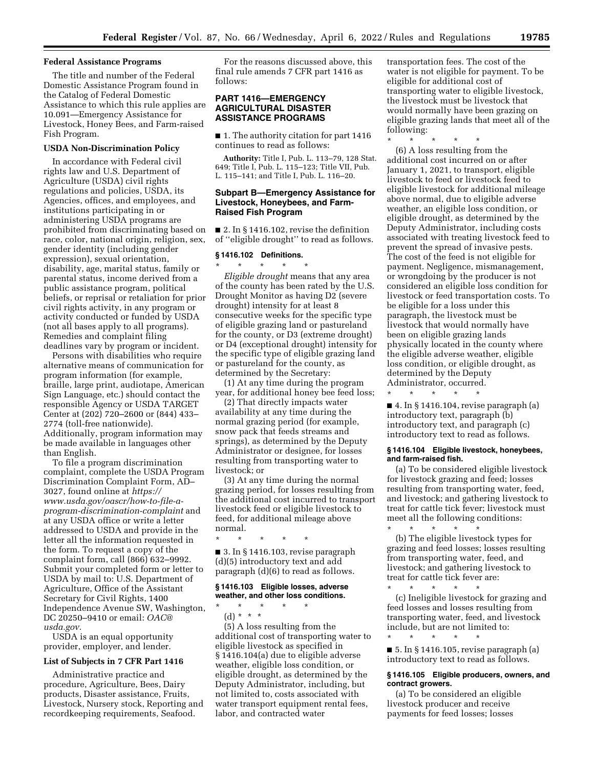### Federal Assistance Programs

The title and number of the Federal Domestic Assistance Program found in the Catalog of Federal Domestic Assistance to which this rule applies are 10.091—Emergency Assistance for Livestock, Honey Bees, and Farm-raised Fish Program.

### USDA Non-Discrimination Policy

In accordance with Federal civil rights law and U.S. Department of Agriculture (USDA) civil rights regulations and policies, USDA, its Agencies, offices, and employees, and institutions participating in or administering USDA programs are prohibited from discriminating based on race, color, national origin, religion, sex, gender identity (including gender expression), sexual orientation, disability, age, marital status, family or parental status, income derived from a public assistance program, political beliefs, or reprisal or retaliation for prior civil rights activity, in any program or activity conducted or funded by USDA (not all bases apply to all programs). Remedies and complaint filing deadlines vary by program or incident.

Persons with disabilities who require alternative means of communication for program information (for example, braille, large print, audiotape, American Sign Language, etc.) should contact the responsible Agency or USDA TARGET Center at (202) 720–2600 or (844) 433–2774 (toll-free nationwide). Additionally, program information may be made available in languages other than English.

To file a program discrimination complaint, complete the USDA Program Discrimination Complaint Form, AD–3027, found online at *https://www.usda.gov/oascr/how-to-file-a-program-discrimination-complaint* and at any USDA office or write a letter addressed to USDA and provide in the letter all the information requested in the form. To request a copy of the complaint form, call (866) 632–9992. Submit your completed form or letter to USDA by mail to: U.S. Department of Agriculture, Office of the Assistant Secretary for Civil Rights, 1400 Independence Avenue SW, Washington, DC 20250–9410 or email: *OAC@usda.gov.*

USDA is an equal opportunity provider, employer, and lender.

### List of Subjects in 7 CFR Part 1416

Administrative practice and procedure, Agriculture, Bees, Dairy products, Disaster assistance, Fruits, Livestock, Nursery stock, Reporting and recordkeeping requirements, Seafood.

For the reasons discussed above, this final rule amends 7 CFR part 1416 as follows:

## PART 1416—EMERGENCY AGRICULTURAL DISASTER ASSISTANCE PROGRAMS

■ 1. The authority citation for part 1416 continues to read as follows:

**Authority:** Title I, Pub. L. 113–79, 128 Stat. 649; Title I, Pub. L. 115–123; Title VII, Pub. L. 115–141; and Title I, Pub. L. 116–20.

### Subpart B—Emergency Assistance for Livestock, Honeybees, and Farm-Raised Fish Program

■ 2. In § 1416.102, revise the definition of ''eligible drought'' to read as follows.

#### § 1416.102 Definitions.

\* \* \* \* \*

*Eligible drought* means that any area of the county has been rated by the U.S. Drought Monitor as having D2 (severe drought) intensity for at least 8 consecutive weeks for the specific type of eligible grazing land or pastureland for the county, or D3 (extreme drought) or D4 (exceptional drought) intensity for the specific type of eligible grazing land or pastureland for the county, as determined by the Secretary:

(1) At any time during the program year, for additional honey bee feed loss;

(2) That directly impacts water availability at any time during the normal grazing period (for example, snow pack that feeds streams and springs), as determined by the Deputy Administrator or designee, for losses resulting from transporting water to livestock; or

(3) At any time during the normal grazing period, for losses resulting from the additional cost incurred to transport livestock feed or eligible livestock to feed, for additional mileage above normal.

\* \* \* \* \*

■ 3. In § 1416.103, revise paragraph (d)(5) introductory text and add paragraph (d)(6) to read as follows.

#### § 1416.103 Eligible losses, adverse weather, and other loss conditions.

\* \* \* \* \*

(d) \* \* \*

(5) A loss resulting from the additional cost of transporting water to eligible livestock as specified in § 1416.104(a) due to eligible adverse weather, eligible loss condition, or eligible drought, as determined by the Deputy Administrator, including, but not limited to, costs associated with water transport equipment rental fees, labor, and contracted water transportation fees. The cost of the water is not eligible for payment. To be eligible for additional cost of transporting water to eligible livestock, the livestock must be livestock that would normally have been grazing on eligible grazing lands that meet all of the following:

\* \* \* \* \*

(6) A loss resulting from the additional cost incurred on or after January 1, 2021, to transport, eligible livestock to feed or livestock feed to eligible livestock for additional mileage above normal, due to eligible adverse weather, an eligible loss condition, or eligible drought, as determined by the Deputy Administrator, including costs associated with treating livestock feed to prevent the spread of invasive pests. The cost of the feed is not eligible for payment. Negligence, mismanagement, or wrongdoing by the producer is not considered an eligible loss condition for livestock or feed transportation costs. To be eligible for a loss under this paragraph, the livestock must be livestock that would normally have been on eligible grazing lands physically located in the county where the eligible adverse weather, eligible loss condition, or eligible drought, as determined by the Deputy Administrator, occurred.

\* \* \* \* \*

■ 4. In § 1416.104, revise paragraph (a) introductory text, paragraph (b) introductory text, and paragraph (c) introductory text to read as follows.

#### § 1416.104 Eligible livestock, honeybees, and farm-raised fish.

(a) To be considered eligible livestock for livestock grazing and feed; losses resulting from transporting water, feed, and livestock; and gathering livestock to treat for cattle tick fever; livestock must meet all the following conditions:

\* \* \* \* \*

(b) The eligible livestock types for grazing and feed losses; losses resulting from transporting water, feed, and livestock; and gathering livestock to treat for cattle tick fever are:

\* \* \* \* \*

(c) Ineligible livestock for grazing and feed losses and losses resulting from transporting water, feed, and livestock include, but are not limited to:

\* \* \* \* \*

■ 5. In § 1416.105, revise paragraph (a) introductory text to read as follows.

#### § 1416.105 Eligible producers, owners, and contract growers.

(a) To be considered an eligible livestock producer and receive payments for feed losses; losses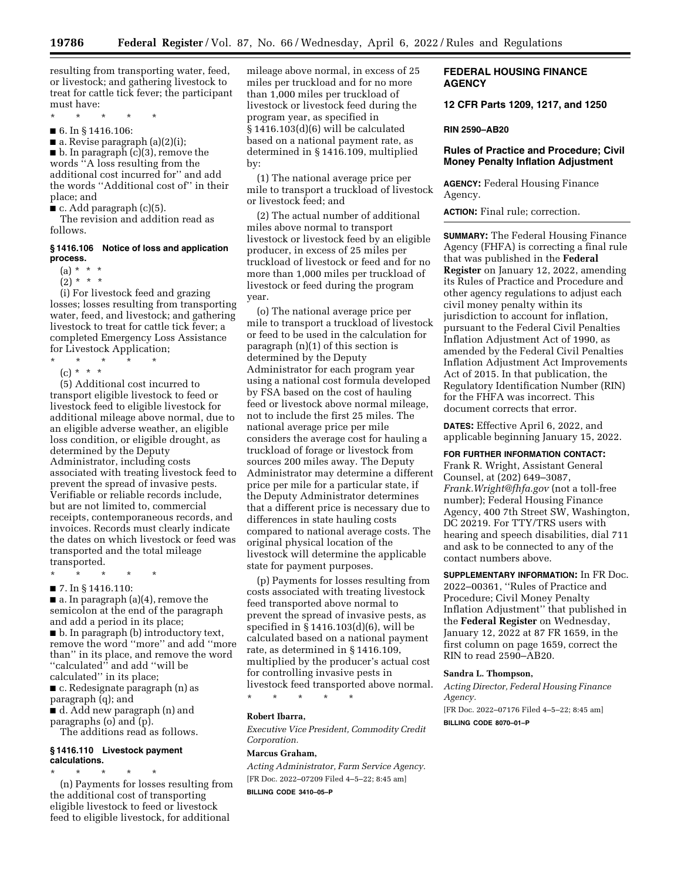resulting from transporting water, feed, or livestock; and gathering livestock to treat for cattle tick fever; the participant must have:

\* \* \* \* \*

■ 6. In § 1416.106:

■ a. Revise paragraph (a)(2)(i);

■ b. In paragraph (c)(3), remove the words "A loss resulting from the additional cost incurred for" and add the words "Additional cost of" in their place; and

■ c. Add paragraph (c)(5).

The revision and addition read as follows.

### § 1416.106 Notice of loss and application process.

(a) \* \* \*

(2) \* \* \*

(i) For livestock feed and grazing losses; losses resulting from transporting water, feed, and livestock; and gathering livestock to treat for cattle tick fever; a completed Emergency Loss Assistance for Livestock Application;

\* \* \* \* \*

(c) \* \* \*

(5) Additional cost incurred to transport eligible livestock to feed or livestock feed to eligible livestock for additional mileage above normal, due to an eligible adverse weather, an eligible loss condition, or eligible drought, as determined by the Deputy Administrator, including costs associated with treating livestock feed to prevent the spread of invasive pests. Verifiable or reliable records include, but are not limited to, commercial receipts, contemporaneous records, and invoices. Records must clearly indicate the dates on which livestock or feed was transported and the total mileage transported.

\* \* \* \* \*

■ 7. In § 1416.110:

■ a. In paragraph (a)(4), remove the semicolon at the end of the paragraph and add a period in its place;

■ b. In paragraph (b) introductory text, remove the word "more" and add "more than" in its place, and remove the word "calculated" and add "will be calculated" in its place;

■ c. Redesignate paragraph (n) as paragraph (q); and

■ d. Add new paragraph (n) and paragraphs (o) and (p).

The additions read as follows.

### § 1416.110 Livestock payment calculations.

\* \* \* \* \*

(n) Payments for losses resulting from the additional cost of transporting eligible livestock to feed or livestock feed to eligible livestock, for additional mileage above normal, in excess of 25 miles per truckload and for no more than 1,000 miles per truckload of livestock or livestock feed during the program year, as specified in § 1416.103(d)(6) will be calculated based on a national payment rate, as determined in § 1416.109, multiplied by:

(1) The national average price per mile to transport a truckload of livestock or livestock feed; and

(2) The actual number of additional miles above normal to transport livestock or livestock feed by an eligible producer, in excess of 25 miles per truckload of livestock or feed and for no more than 1,000 miles per truckload of livestock or feed during the program year.

(o) The national average price per mile to transport a truckload of livestock or feed to be used in the calculation for paragraph (n)(1) of this section is determined by the Deputy Administrator for each program year using a national cost formula developed by FSA based on the cost of hauling feed or livestock above normal mileage, not to include the first 25 miles. The national average price per mile considers the average cost for hauling a truckload of forage or livestock from sources 200 miles away. The Deputy Administrator may determine a different price per mile for a particular state, if the Deputy Administrator determines that a different price is necessary due to differences in state hauling costs compared to national average costs. The original physical location of the livestock will determine the applicable state for payment purposes.

(p) Payments for losses resulting from costs associated with treating livestock feed transported above normal to prevent the spread of invasive pests, as specified in § 1416.103(d)(6), will be calculated based on a national payment rate, as determined in § 1416.109, multiplied by the producer's actual cost for controlling invasive pests in livestock feed transported above normal.

\* \* \* \* \*

**Robert Ibarra,**

*Executive Vice President, Commodity Credit Corporation.*

**Marcus Graham,**

*Acting Administrator, Farm Service Agency.*

[FR Doc. 2022–07209 Filed 4–5–22; 8:45 am]

**BILLING CODE 3410–05–P**

## FEDERAL HOUSING FINANCE AGENCY

## 12 CFR Parts 1209, 1217, and 1250

**RIN 2590–AB20**

## Rules of Practice and Procedure; Civil Money Penalty Inflation Adjustment

**AGENCY:** Federal Housing Finance Agency.

**ACTION:** Final rule; correction.

**SUMMARY:** The Federal Housing Finance Agency (FHFA) is correcting a final rule that was published in the **Federal Register** on January 12, 2022, amending its Rules of Practice and Procedure and other agency regulations to adjust each civil money penalty within its jurisdiction to account for inflation, pursuant to the Federal Civil Penalties Inflation Adjustment Act of 1990, as amended by the Federal Civil Penalties Inflation Adjustment Act Improvements Act of 2015. In that publication, the Regulatory Identification Number (RIN) for the FHFA was incorrect. This document corrects that error.

**DATES:** Effective April 6, 2022, and applicable beginning January 15, 2022.

**FOR FURTHER INFORMATION CONTACT:** Frank R. Wright, Assistant General Counsel, at (202) 649–3087, *Frank.Wright@fhfa.gov* (not a toll-free number); Federal Housing Finance Agency, 400 7th Street SW, Washington, DC 20219. For TTY/TRS users with hearing and speech disabilities, dial 711 and ask to be connected to any of the contact numbers above.

**SUPPLEMENTARY INFORMATION:** In FR Doc. 2022–00361, "Rules of Practice and Procedure; Civil Money Penalty Inflation Adjustment" that published in the **Federal Register** on Wednesday, January 12, 2022 at 87 FR 1659, in the first column on page 1659, correct the RIN to read 2590–AB20.

**Sandra L. Thompson,**

*Acting Director, Federal Housing Finance Agency.*

[FR Doc. 2022–07176 Filed 4–5–22; 8:45 am]

**BILLING CODE 8070–01–P**